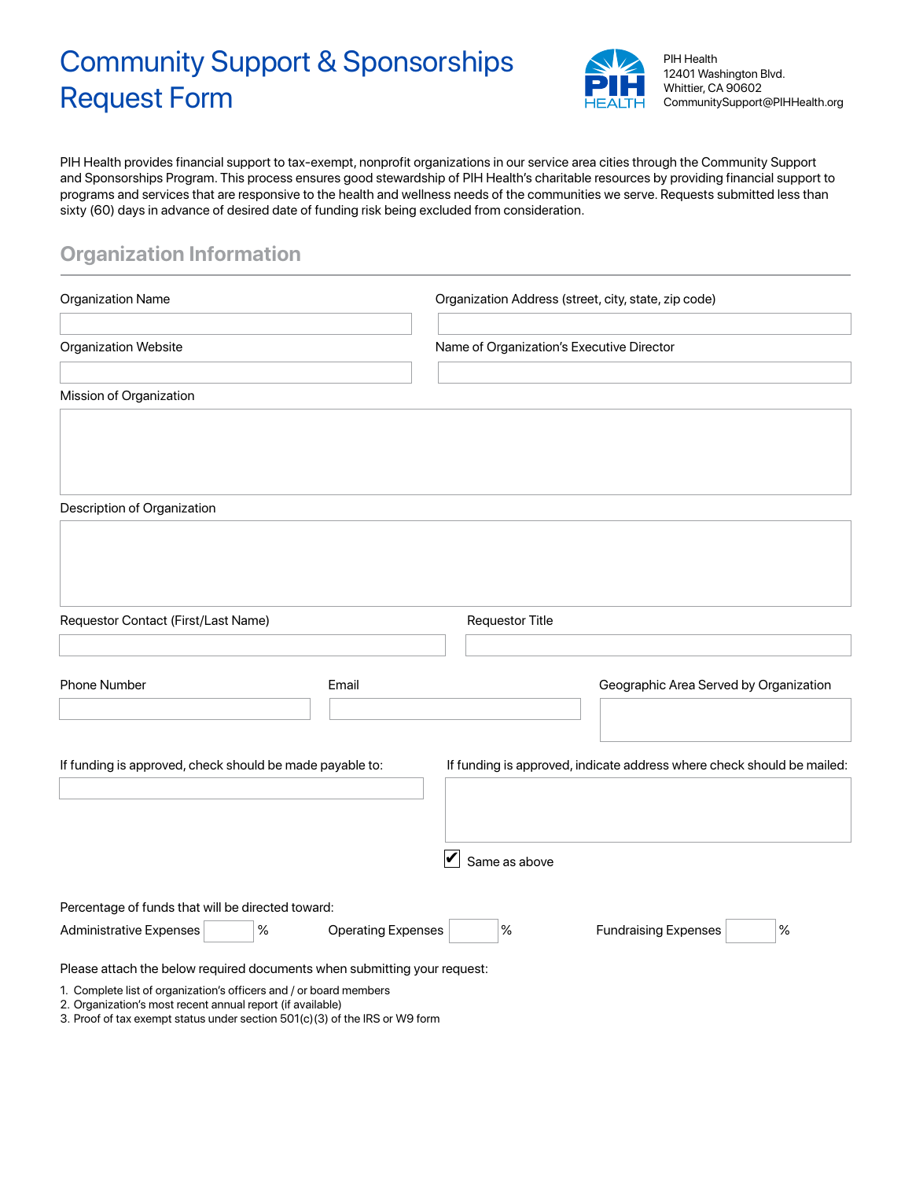# Community Support & Sponsorships Request Form

PIH Health
12401 Washington Blvd.
Whittier, CA 90602
CommunitySupport@PIHHealth.org

PIH Health provides financial support to tax-exempt, nonprofit organizations in our service area cities through the Community Support and Sponsorships Program. This process ensures good stewardship of PIH Health's charitable resources by providing financial support to programs and services that are responsive to the health and wellness needs of the communities we serve. Requests submitted less than sixty (60) days in advance of desired date of funding risk being excluded from consideration.

## Organization Information

Organization Name

Organization Address (street, city, state, zip code)

Organization Website

Name of Organization's Executive Director

Mission of Organization

Description of Organization

Requestor Contact (First/Last Name)

Requestor Title

Phone Number

Email

Geographic Area Served by Organization

If funding is approved, check should be made payable to:

If funding is approved, indicate address where check should be mailed:

☑ Same as above

Percentage of funds that will be directed toward:

Administrative Expenses ____ %     Operating Expenses ____ %     Fundraising Expenses ____ %

Please attach the below required documents when submitting your request:

1. Complete list of organization's officers and / or board members
2. Organization's most recent annual report (if available)
3. Proof of tax exempt status under section 501(c)(3) of the IRS or W9 form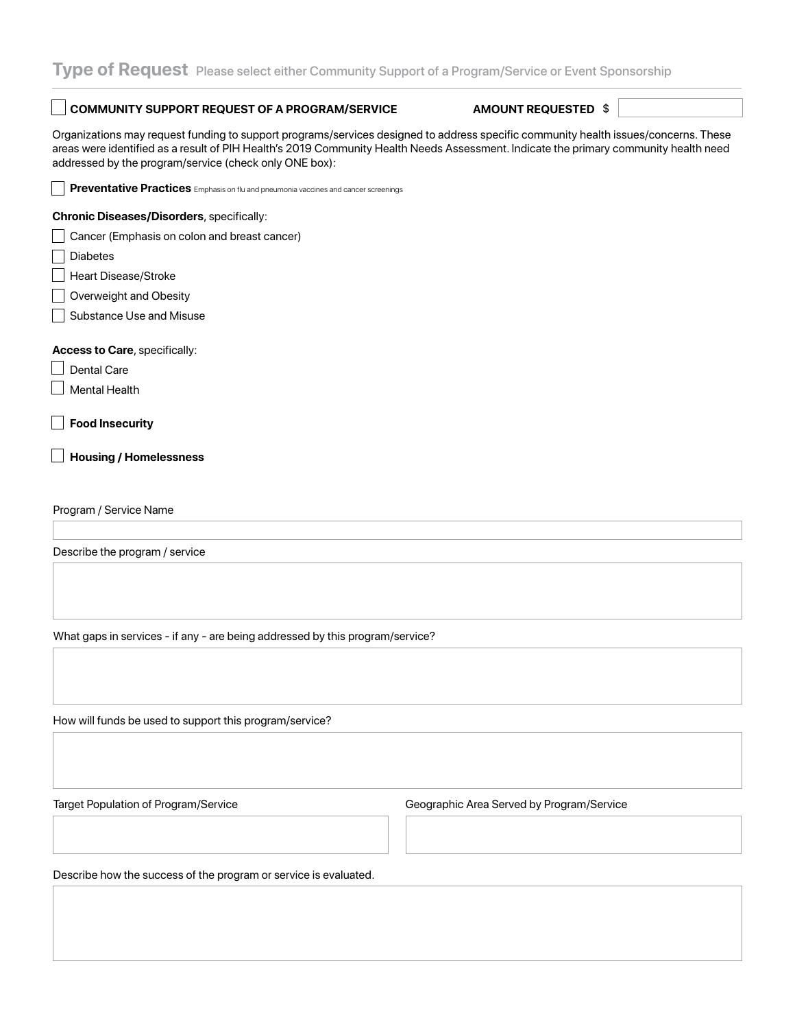## Type of Request Please select either Community Support of a Program/Service or Event Sponsorship

☐ **COMMUNITY SUPPORT REQUEST OF A PROGRAM/SERVICE** **AMOUNT REQUESTED** $ ____________

Organizations may request funding to support programs/services designed to address specific community health issues/concerns. These areas were identified as a result of PIH Health's 2019 Community Health Needs Assessment. Indicate the primary community health need addressed by the program/service (check only ONE box):

☐ **Preventative Practices** Emphasis on flu and pneumonia vaccines and cancer screenings

**Chronic Diseases/Disorders**, specifically:

☐ Cancer (Emphasis on colon and breast cancer)

☐ Diabetes

☐ Heart Disease/Stroke

☐ Overweight and Obesity

☐ Substance Use and Misuse

**Access to Care**, specifically:

☐ Dental Care

☐ Mental Health

☐ **Food Insecurity**

☐ **Housing / Homelessness**

Program / Service Name

____________

Describe the program / service

____________

What gaps in services - if any - are being addressed by this program/service?

____________

How will funds be used to support this program/service?

____________

Target Population of Program/Service

____________

Geographic Area Served by Program/Service

____________

Describe how the success of the program or service is evaluated.

____________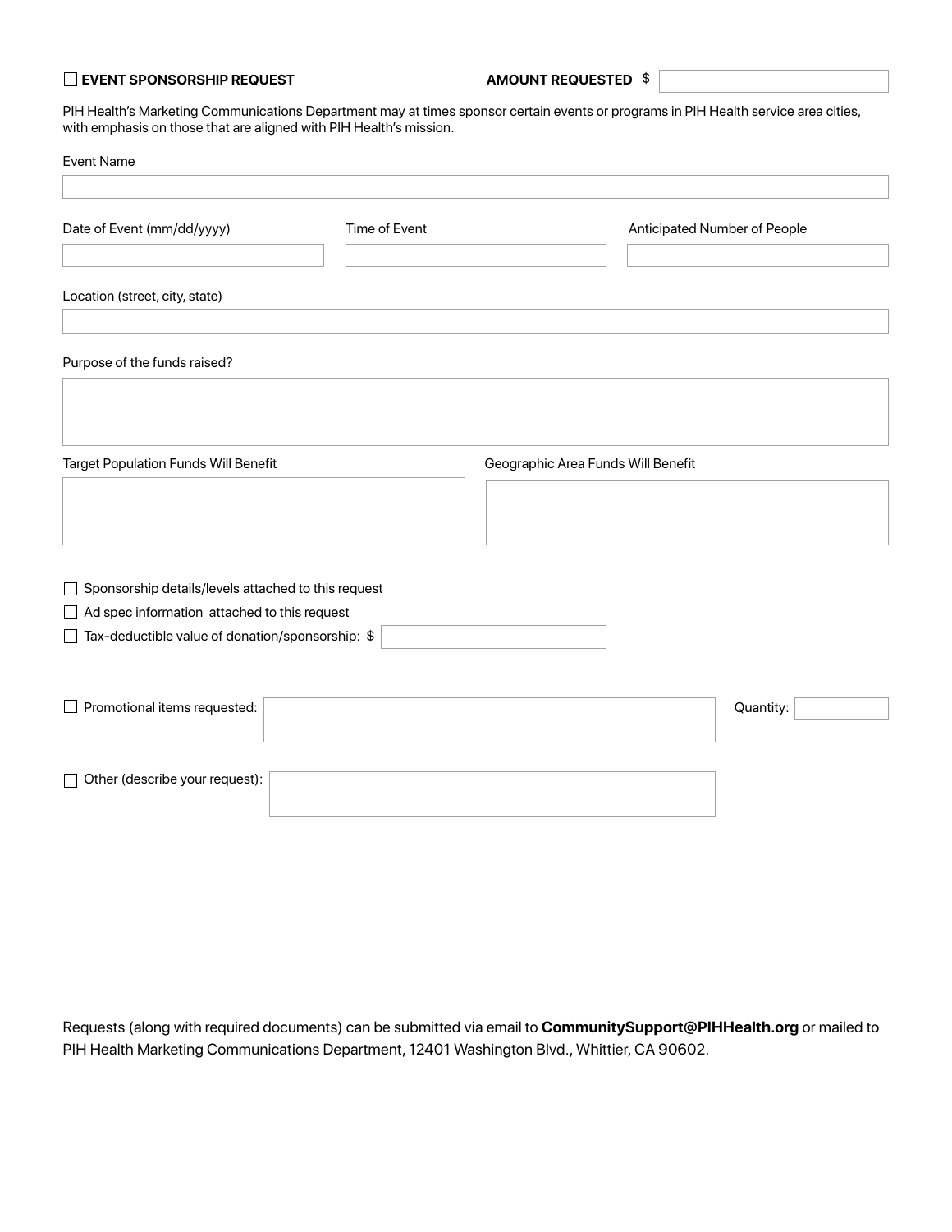☐ **EVENT SPONSORSHIP REQUEST** **AMOUNT REQUESTED** $ ____________

PIH Health's Marketing Communications Department may at times sponsor certain events or programs in PIH Health service area cities, with emphasis on those that are aligned with PIH Health's mission.

Event Name

____________

Date of Event (mm/dd/yyyy) ____________

Time of Event ____________

Anticipated Number of People ____________

Location (street, city, state)

____________

Purpose of the funds raised?

____________

Target Population Funds Will Benefit

____________

Geographic Area Funds Will Benefit

____________

☐ Sponsorship details/levels attached to this request

☐ Ad spec information attached to this request

☐ Tax-deductible value of donation/sponsorship: $ ____________

☐ Promotional items requested: ____________ Quantity: ____________

☐ Other (describe your request): ____________

Requests (along with required documents) can be submitted via email to **CommunitySupport@PIHHealth.org** or mailed to PIH Health Marketing Communications Department, 12401 Washington Blvd., Whittier, CA 90602.